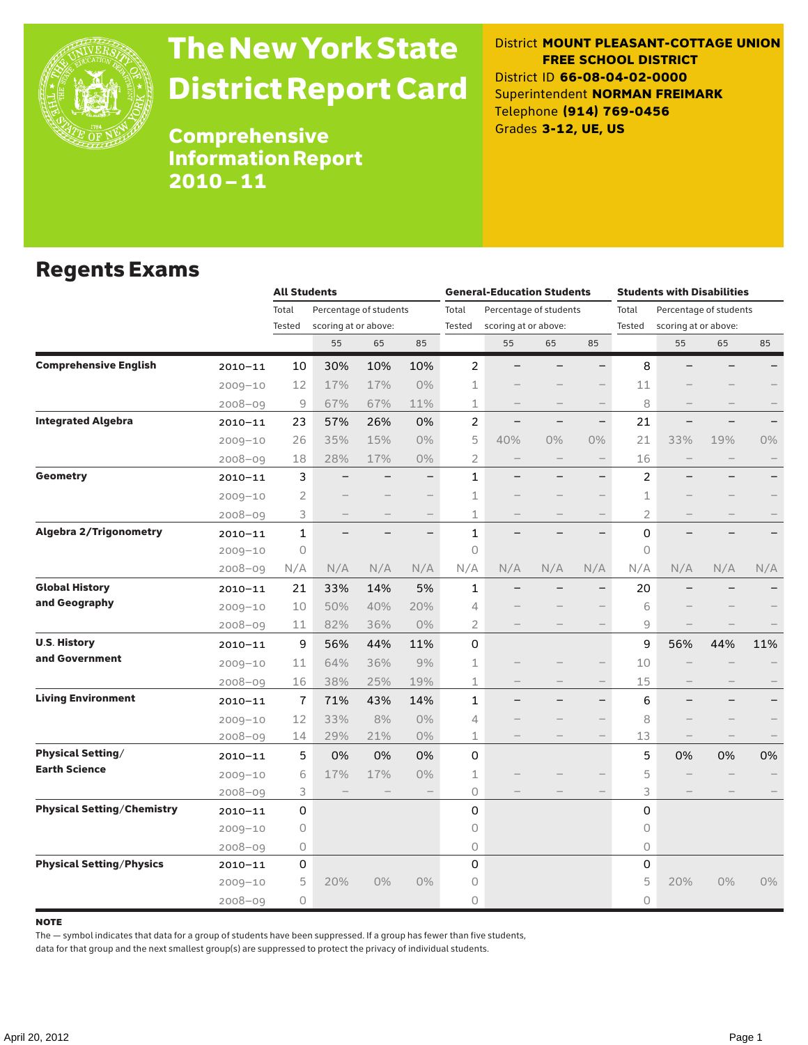# The New York State District Report Card

## Comprehensive Information Report 2010 – 11

District **MOUNT PLEASANT-COTTAGE UNION FREE SCHOOL DISTRICT**
District ID **66-08-04-02-0000**
Superintendent **NORMAN FREIMARK**
Telephone **(914) 769-0456**
Grades **3-12, UE, US**

## Regents Exams

| | | All Students | | | | General-Education Students | | | | Students with Disabilities | | | |
|---|---|---|---|---|---|---|---|---|---|---|---|---|---|
| | | Total Tested | Percentage of students scoring at or above: | | | Total Tested | Percentage of students scoring at or above: | | | Total Tested | Percentage of students scoring at or above: | | |
| | | | 55 | 65 | 85 | | 55 | 65 | 85 | | 55 | 65 | 85 |
| **Comprehensive English** | 2010–11 | 10 | 30% | 10% | 10% | 2 | – | – | – | 8 | – | – | – |
| | 2009–10 | 12 | 17% | 17% | 0% | 1 | – | – | – | 11 | – | – | – |
| | 2008–09 | 9 | 67% | 67% | 11% | 1 | – | – | – | 8 | – | – | – |
| **Integrated Algebra** | 2010–11 | 23 | 57% | 26% | 0% | 2 | – | – | – | 21 | – | – | – |
| | 2009–10 | 26 | 35% | 15% | 0% | 5 | 40% | 0% | 0% | 21 | 33% | 19% | 0% |
| | 2008–09 | 18 | 28% | 17% | 0% | 2 | – | – | – | 16 | – | – | – |
| **Geometry** | 2010–11 | 3 | – | – | – | 1 | – | – | – | 2 | – | – | – |
| | 2009–10 | 2 | – | – | – | 1 | – | – | – | 1 | – | – | – |
| | 2008–09 | 3 | – | – | – | 1 | – | – | – | 2 | – | – | – |
| **Algebra 2/Trigonometry** | 2010–11 | 1 | – | – | – | 1 | – | – | – | 0 | – | – | – |
| | 2009–10 | 0 | | | | 0 | | | | 0 | | | |
| | 2008–09 | N/A | N/A | N/A | N/A | N/A | N/A | N/A | N/A | N/A | N/A | N/A | N/A |
| **Global History and Geography** | 2010–11 | 21 | 33% | 14% | 5% | 1 | – | – | – | 20 | – | – | – |
| | 2009–10 | 10 | 50% | 40% | 20% | 4 | – | – | – | 6 | – | – | – |
| | 2008–09 | 11 | 82% | 36% | 0% | 2 | – | – | – | 9 | – | – | – |
| **U.S. History and Government** | 2010–11 | 9 | 56% | 44% | 11% | 0 | | | | 9 | 56% | 44% | 11% |
| | 2009–10 | 11 | 64% | 36% | 9% | 1 | – | – | – | 10 | – | – | – |
| | 2008–09 | 16 | 38% | 25% | 19% | 1 | – | – | – | 15 | – | – | – |
| **Living Environment** | 2010–11 | 7 | 71% | 43% | 14% | 1 | – | – | – | 6 | – | – | – |
| | 2009–10 | 12 | 33% | 8% | 0% | 4 | – | – | – | 8 | – | – | – |
| | 2008–09 | 14 | 29% | 21% | 0% | 1 | – | – | – | 13 | – | – | – |
| **Physical Setting/ Earth Science** | 2010–11 | 5 | 0% | 0% | 0% | 0 | | | | 5 | 0% | 0% | 0% |
| | 2009–10 | 6 | 17% | 17% | 0% | 1 | – | – | – | 5 | – | – | – |
| | 2008–09 | 3 | – | – | – | 0 | – | – | – | 3 | – | – | – |
| **Physical Setting/Chemistry** | 2010–11 | 0 | | | | 0 | | | | 0 | | | |
| | 2009–10 | 0 | | | | 0 | | | | 0 | | | |
| | 2008–09 | 0 | | | | 0 | | | | 0 | | | |
| **Physical Setting/Physics** | 2010–11 | 0 | | | | 0 | | | | 0 | | | |
| | 2009–10 | 5 | 20% | 0% | 0% | 0 | | | | 5 | 20% | 0% | 0% |
| | 2008–09 | 0 | | | | 0 | | | | 0 | | | |

**NOTE**

The — symbol indicates that data for a group of students have been suppressed. If a group has fewer than five students, data for that group and the next smallest group(s) are suppressed to protect the privacy of individual students.

April 20, 2012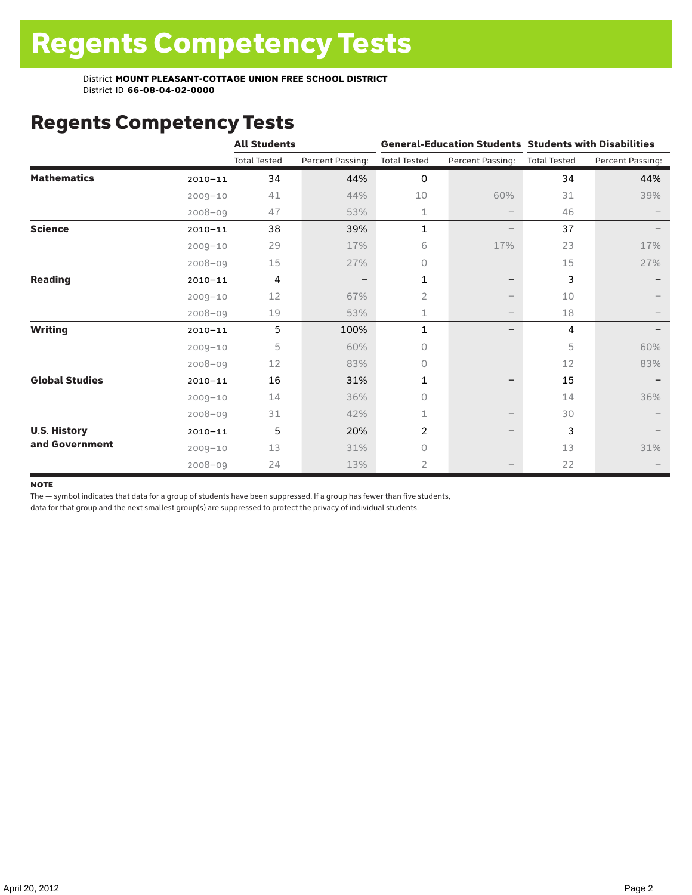# Regents Competency Tests

District **MOUNT PLEASANT-COTTAGE UNION FREE SCHOOL DISTRICT**
District ID **66-08-04-02-0000**

## Regents Competency Tests

| | | All Students | | General-Education Students | | Students with Disabilities | |
|---|---|---|---|---|---|---|---|
| | | Total Tested | Percent Passing: | Total Tested | Percent Passing: | Total Tested | Percent Passing: |
| **Mathematics** | 2010–11 | 34 | 44% | 0 | | 34 | 44% |
| | 2009–10 | 41 | 44% | 10 | 60% | 31 | 39% |
| | 2008–09 | 47 | 53% | 1 | – | 46 | – |
| **Science** | 2010–11 | 38 | 39% | 1 | – | 37 | – |
| | 2009–10 | 29 | 17% | 6 | 17% | 23 | 17% |
| | 2008–09 | 15 | 27% | 0 | | 15 | 27% |
| **Reading** | 2010–11 | 4 | – | 1 | – | 3 | – |
| | 2009–10 | 12 | 67% | 2 | – | 10 | – |
| | 2008–09 | 19 | 53% | 1 | – | 18 | – |
| **Writing** | 2010–11 | 5 | 100% | 1 | – | 4 | – |
| | 2009–10 | 5 | 60% | 0 | | 5 | 60% |
| | 2008–09 | 12 | 83% | 0 | | 12 | 83% |
| **Global Studies** | 2010–11 | 16 | 31% | 1 | – | 15 | – |
| | 2009–10 | 14 | 36% | 0 | | 14 | 36% |
| | 2008–09 | 31 | 42% | 1 | – | 30 | – |
| **U.S. History and Government** | 2010–11 | 5 | 20% | 2 | – | 3 | – |
| | 2009–10 | 13 | 31% | 0 | | 13 | 31% |
| | 2008–09 | 24 | 13% | 2 | – | 22 | – |

**NOTE**

The — symbol indicates that data for a group of students have been suppressed. If a group has fewer than five students, data for that group and the next smallest group(s) are suppressed to protect the privacy of individual students.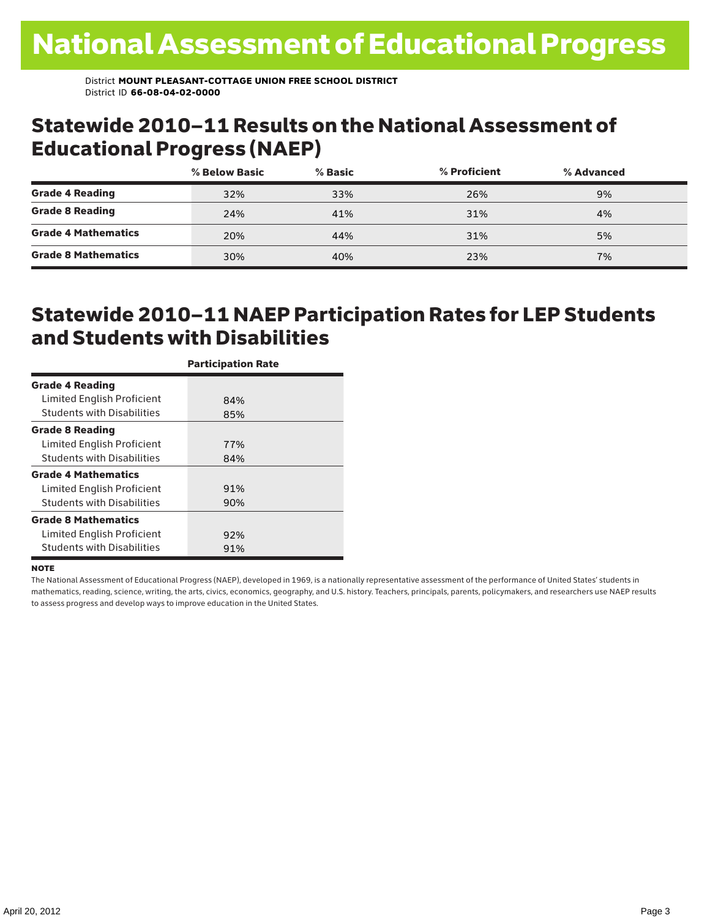# National Assessment of Educational Progress

District **MOUNT PLEASANT-COTTAGE UNION FREE SCHOOL DISTRICT**
District ID **66-08-04-02-0000**

## Statewide 2010–11 Results on the National Assessment of Educational Progress (NAEP)

| | % Below Basic | % Basic | % Proficient | % Advanced |
|---|---|---|---|---|
| **Grade 4 Reading** | 32% | 33% | 26% | 9% |
| **Grade 8 Reading** | 24% | 41% | 31% | 4% |
| **Grade 4 Mathematics** | 20% | 44% | 31% | 5% |
| **Grade 8 Mathematics** | 30% | 40% | 23% | 7% |

## Statewide 2010–11 NAEP Participation Rates for LEP Students and Students with Disabilities

| | Participation Rate |
|---|---|
| **Grade 4 Reading** | |
| Limited English Proficient | 84% |
| Students with Disabilities | 85% |
| **Grade 8 Reading** | |
| Limited English Proficient | 77% |
| Students with Disabilities | 84% |
| **Grade 4 Mathematics** | |
| Limited English Proficient | 91% |
| Students with Disabilities | 90% |
| **Grade 8 Mathematics** | |
| Limited English Proficient | 92% |
| Students with Disabilities | 91% |

**NOTE**

The National Assessment of Educational Progress (NAEP), developed in 1969, is a nationally representative assessment of the performance of United States' students in mathematics, reading, science, writing, the arts, civics, economics, geography, and U.S. history. Teachers, principals, parents, policymakers, and researchers use NAEP results to assess progress and develop ways to improve education in the United States.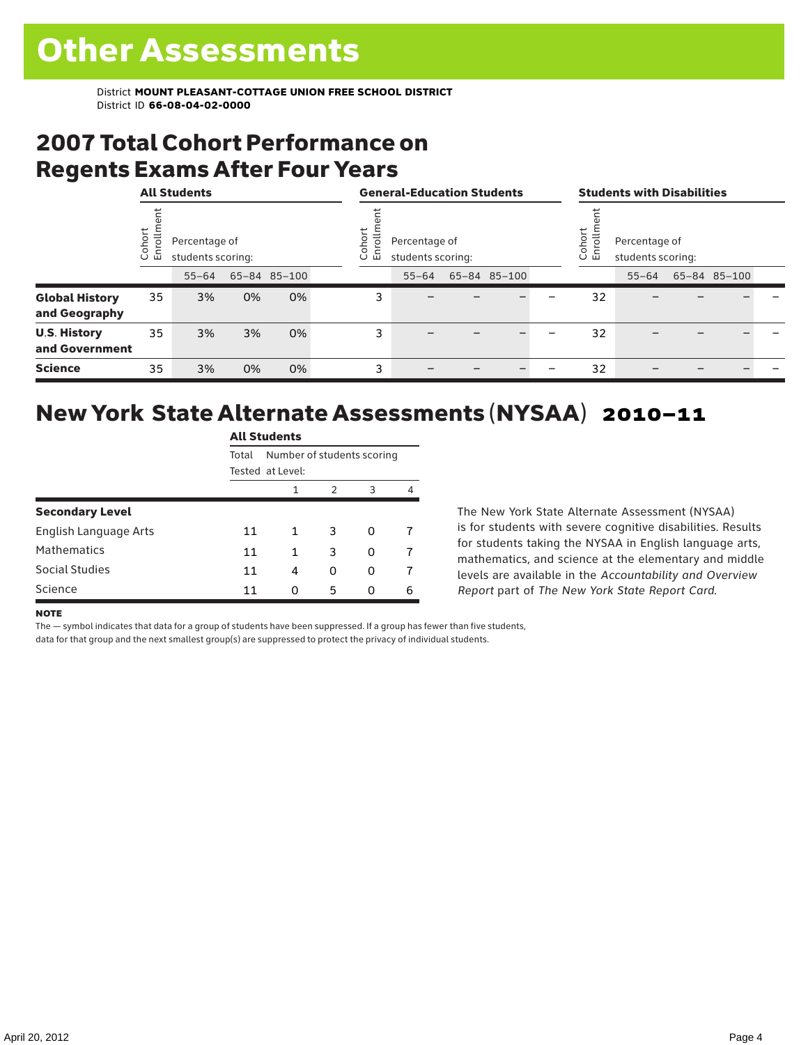# Other Assessments

District **MOUNT PLEASANT-COTTAGE UNION FREE SCHOOL DISTRICT**
District ID **66-08-04-02-0000**

## 2007 Total Cohort Performance on Regents Exams After Four Years

| | All Students | | | | | General-Education Students | | | | | Students with Disabilities | | | | |
|---|---|---|---|---|---|---|---|---|---|---|---|---|---|---|---|
| | Cohort Enrollment | Percentage of students scoring: 55–64 | 65–84 | 85–100 | | Cohort Enrollment | Percentage of students scoring: 55–64 | 65–84 | 85–100 | | Cohort Enrollment | Percentage of students scoring: 55–64 | 65–84 | 85–100 | |
| **Global History and Geography** | 35 | 3% | 0% | 0% | | 3 | – | – | – | – | 32 | – | – | – | – |
| **U.S. History and Government** | 35 | 3% | 3% | 0% | | 3 | – | – | – | – | 32 | – | – | – | – |
| **Science** | 35 | 3% | 0% | 0% | | 3 | – | – | – | – | 32 | – | – | – | – |

## New York State Alternate Assessments (NYSAA) 2010–11

| | All Students | | | | |
|---|---|---|---|---|---|
| | Total Tested | Number of students scoring at Level: 1 | 2 | 3 | 4 |
| **Secondary Level** | | | | | |
| English Language Arts | 11 | 1 | 3 | 0 | 7 |
| Mathematics | 11 | 1 | 3 | 0 | 7 |
| Social Studies | 11 | 4 | 0 | 0 | 7 |
| Science | 11 | 0 | 5 | 0 | 6 |

The New York State Alternate Assessment (NYSAA) is for students with severe cognitive disabilities. Results for students taking the NYSAA in English language arts, mathematics, and science at the elementary and middle levels are available in the *Accountability and Overview Report* part of *The New York State Report Card*.

**NOTE**

The — symbol indicates that data for a group of students have been suppressed. If a group has fewer than five students, data for that group and the next smallest group(s) are suppressed to protect the privacy of individual students.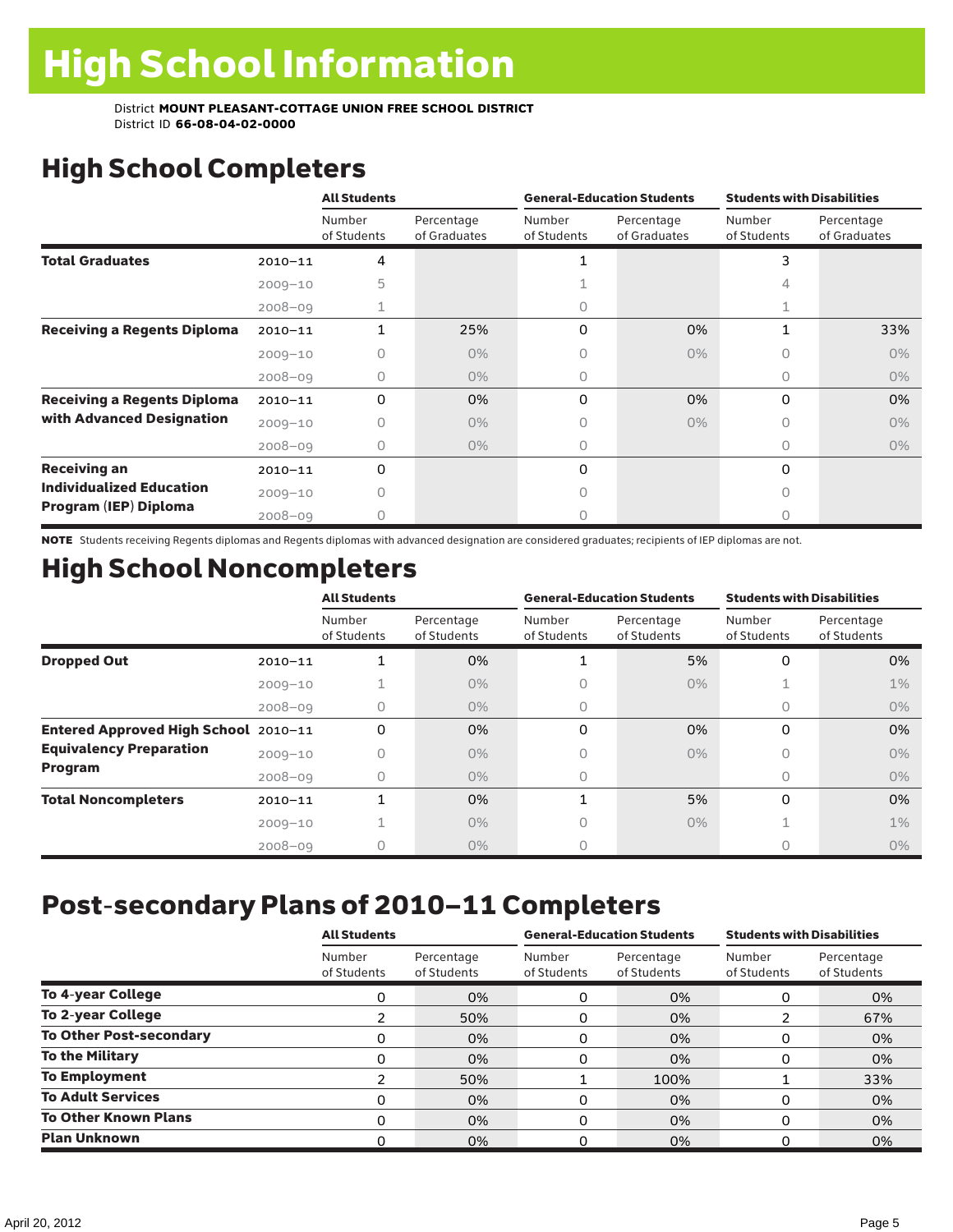# High School Information

District **MOUNT PLEASANT-COTTAGE UNION FREE SCHOOL DISTRICT**
District ID **66-08-04-02-0000**

## High School Completers

| | | All Students | | General-Education Students | | Students with Disabilities | |
|---|---|---|---|---|---|---|---|
| | | Number of Students | Percentage of Graduates | Number of Students | Percentage of Graduates | Number of Students | Percentage of Graduates |
| **Total Graduates** | 2010–11 | 4 | | 1 | | 3 | |
| | 2009–10 | 5 | | 1 | | 4 | |
| | 2008–09 | 1 | | 0 | | 1 | |
| **Receiving a Regents Diploma** | 2010–11 | 1 | 25% | 0 | 0% | 1 | 33% |
| | 2009–10 | 0 | 0% | 0 | 0% | 0 | 0% |
| | 2008–09 | 0 | 0% | 0 | | 0 | 0% |
| **Receiving a Regents Diploma with Advanced Designation** | 2010–11 | 0 | 0% | 0 | 0% | 0 | 0% |
| | 2009–10 | 0 | 0% | 0 | 0% | 0 | 0% |
| | 2008–09 | 0 | 0% | 0 | | 0 | 0% |
| **Receiving an Individualized Education Program (IEP) Diploma** | 2010–11 | 0 | | 0 | | 0 | |
| | 2009–10 | 0 | | 0 | | 0 | |
| | 2008–09 | 0 | | 0 | | 0 | |

**NOTE** Students receiving Regents diplomas and Regents diplomas with advanced designation are considered graduates; recipients of IEP diplomas are not.

## High School Noncompleters

| | | All Students | | General-Education Students | | Students with Disabilities | |
|---|---|---|---|---|---|---|---|
| | | Number of Students | Percentage of Students | Number of Students | Percentage of Students | Number of Students | Percentage of Students |
| **Dropped Out** | 2010–11 | 1 | 0% | 1 | 5% | 0 | 0% |
| | 2009–10 | 1 | 0% | 0 | 0% | 1 | 1% |
| | 2008–09 | 0 | 0% | 0 | | 0 | 0% |
| **Entered Approved High School Equivalency Preparation Program** | 2010–11 | 0 | 0% | 0 | 0% | 0 | 0% |
| | 2009–10 | 0 | 0% | 0 | 0% | 0 | 0% |
| | 2008–09 | 0 | 0% | 0 | | 0 | 0% |
| **Total Noncompleters** | 2010–11 | 1 | 0% | 1 | 5% | 0 | 0% |
| | 2009–10 | 1 | 0% | 0 | 0% | 1 | 1% |
| | 2008–09 | 0 | 0% | 0 | | 0 | 0% |

## Post-secondary Plans of 2010–11 Completers

| | All Students | | General-Education Students | | Students with Disabilities | |
|---|---|---|---|---|---|---|
| | Number of Students | Percentage of Students | Number of Students | Percentage of Students | Number of Students | Percentage of Students |
| **To 4-year College** | 0 | 0% | 0 | 0% | 0 | 0% |
| **To 2-year College** | 2 | 50% | 0 | 0% | 2 | 67% |
| **To Other Post-secondary** | 0 | 0% | 0 | 0% | 0 | 0% |
| **To the Military** | 0 | 0% | 0 | 0% | 0 | 0% |
| **To Employment** | 2 | 50% | 1 | 100% | 1 | 33% |
| **To Adult Services** | 0 | 0% | 0 | 0% | 0 | 0% |
| **To Other Known Plans** | 0 | 0% | 0 | 0% | 0 | 0% |
| **Plan Unknown** | 0 | 0% | 0 | 0% | 0 | 0% |

April 20, 2012